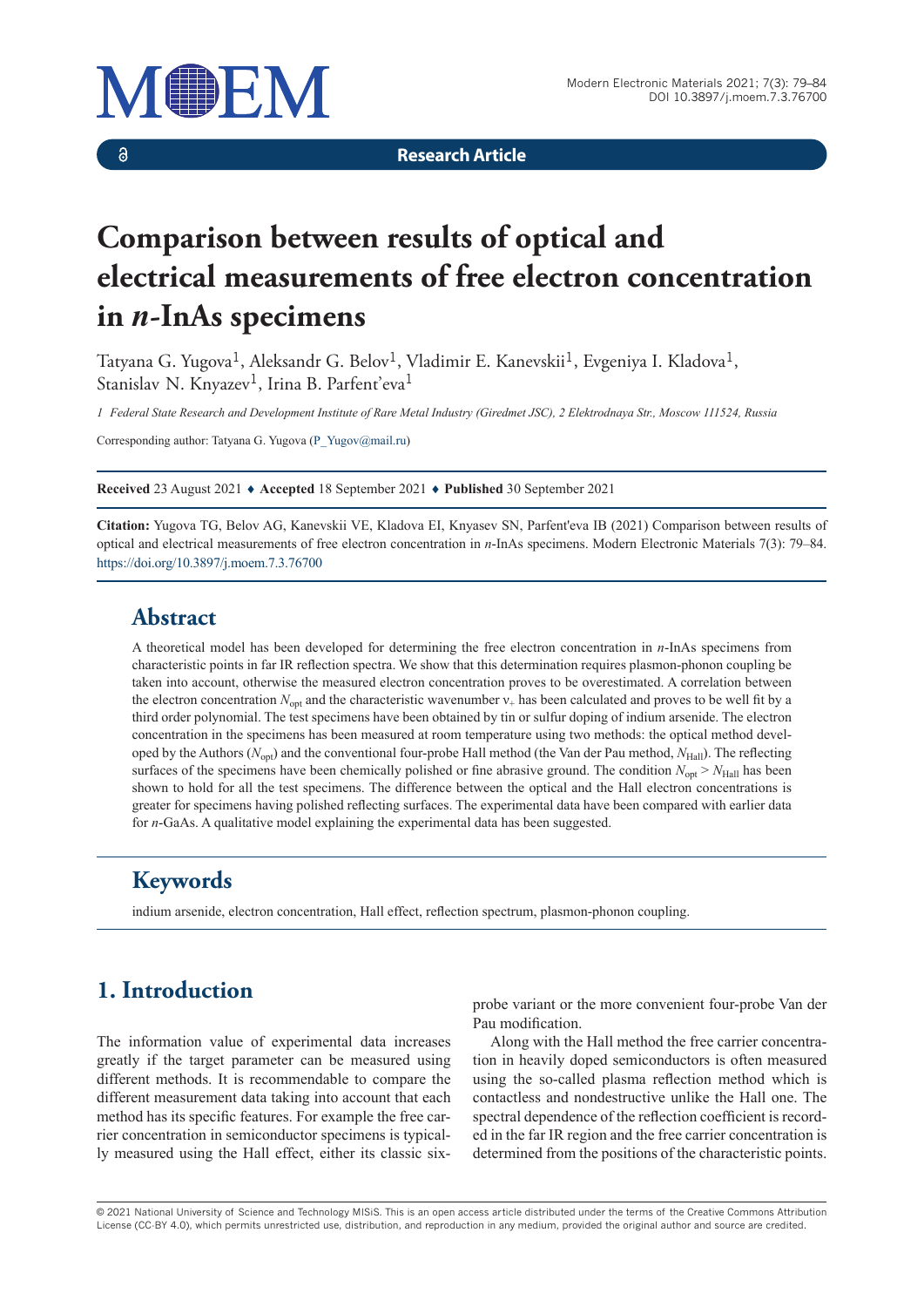Research Article

# Comparison between results of optical and electrical measurements of free electron concentration in *n*-InAs specimens

Tatyana G. Yugova[1], Aleksandr G. Belov[1], Vladimir E. Kanevskii[1], Evgeniya I. Kladova[1], Stanislav N. Knyazev[1], Irina B. Parfent'eva[1]

1 Federal State Research and Development Institute of Rare Metal Industry (Giredmet JSC), 2 Elektrodnaya Str., Moscow 111524, Russia

Corresponding author: Tatyana G. Yugova (P_Yugov@mail.ru)

**Received** 23 August 2021 ♦ **Accepted** 18 September 2021 ♦ **Published** 30 September 2021

**Citation:** Yugova TG, Belov AG, Kanevskii VE, Kladova EI, Knyasev SN, Parfent'eva IB (2021) Comparison between results of optical and electrical measurements of free electron concentration in *n*-InAs specimens. Modern Electronic Materials 7(3): 79–84. https://doi.org/10.3897/j.moem.7.3.76700

## Abstract

A theoretical model has been developed for determining the free electron concentration in *n*-InAs specimens from characteristic points in far IR reflection spectra. We show that this determination requires plasmon-phonon coupling be taken into account, otherwise the measured electron concentration proves to be overestimated. A correlation between the electron concentration $N_{opt}$ and the characteristic wavenumber $\nu_+$ has been calculated and proves to be well fit by a third order polynomial. The test specimens have been obtained by tin or sulfur doping of indium arsenide. The electron concentration in the specimens has been measured at room temperature using two methods: the optical method developed by the Authors ($N_{opt}$) and the conventional four-probe Hall method (the Van der Pau method, $N_{Hall}$). The reflecting surfaces of the specimens have been chemically polished or fine abrasive ground. The condition $N_{opt} > N_{Hall}$ has been shown to hold for all the test specimens. The difference between the optical and the Hall electron concentrations is greater for specimens having polished reflecting surfaces. The experimental data have been compared with earlier data for *n*-GaAs. A qualitative model explaining the experimental data has been suggested.

## Keywords

indium arsenide, electron concentration, Hall effect, reflection spectrum, plasmon-phonon coupling.

## 1. Introduction

The information value of experimental data increases greatly if the target parameter can be measured using different methods. It is recommendable to compare the different measurement data taking into account that each method has its specific features. For example the free carrier concentration in semiconductor specimens is typically measured using the Hall effect, either its classic six-probe variant or the more convenient four-probe Van der Pau modification.

Along with the Hall method the free carrier concentration in heavily doped semiconductors is often measured using the so-called plasma reflection method which is contactless and nondestructive unlike the Hall one. The spectral dependence of the reflection coefficient is recorded in the far IR region and the free carrier concentration is determined from the positions of the characteristic points.

© 2021 National University of Science and Technology MISiS. This is an open access article distributed under the terms of the Creative Commons Attribution License (CC-BY 4.0), which permits unrestricted use, distribution, and reproduction in any medium, provided the original author and source are credited.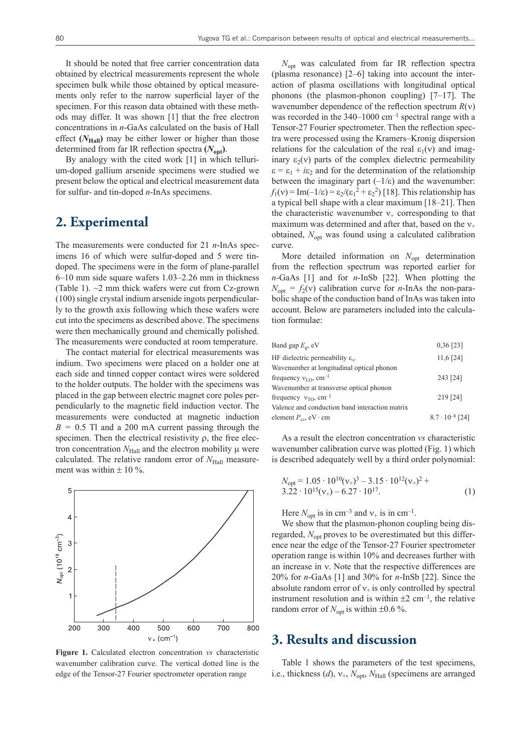It should be noted that free carrier concentration data obtained by electrical measurements represent the whole specimen bulk while those obtained by optical measurements only refer to the narrow superficial layer of the specimen. For this reason data obtained with these methods may differ. It was shown [1] that the free electron concentrations in *n*-GaAs calculated on the basis of Hall effect (**$N_{Hall}$**) may be either lower or higher than those determined from far IR reflection spectra (**$N_{opt}$**).

By analogy with the cited work [1] in which tellurium-doped gallium arsenide specimens were studied we present below the optical and electrical measurement data for sulfur- and tin-doped *n*-InAs specimens.

## 2. Experimental

The measurements were conducted for 21 *n*-InAs specimens 16 of which were sulfur-doped and 5 were tin-doped. The specimens were in the form of plane-parallel 6–10 mm side square wafers 1.03–2.26 mm in thickness (Table 1). ~2 mm thick wafers were cut from Cz-grown (100) single crystal indium arsenide ingots perpendicularly to the growth axis following which these wafers were cut into the specimens as described above. The specimens were then mechanically ground and chemically polished. The measurements were conducted at room temperature.

The contact material for electrical measurements was indium. Two specimens were placed on a holder one at each side and tinned copper contact wires were soldered to the holder outputs. The holder with the specimens was placed in the gap between electric magnet core poles perpendicularly to the magnetic field induction vector. The measurements were conducted at magnetic induction $B$ = 0.5 Tl and a 200 mA current passing through the specimen. Then the electrical resistivity ρ, the free electron concentration $N_{Hall}$ and the electron mobility μ were calculated. The relative random error of $N_{Hall}$ measurement was within ± 10 %.

**Figure 1.** Calculated electron concentration *vs* characteristic wavenumber calibration curve. The vertical dotted line is the edge of the Tensor-27 Fourier spectrometer operation range

$N_{opt}$ was calculated from far IR reflection spectra (plasma resonance) [2–6] taking into account the interaction of plasma oscillations with longitudinal optical phonons (the plasmon-phonon coupling) [7–17]. The wavenumber dependence of the reflection spectrum $R(\nu)$ was recorded in the 340–1000 cm$^{-1}$ spectral range with a Tensor-27 Fourier spectrometer. Then the reflection spectra were processed using the Kramers–Kronig dispersion relations for the calculation of the real $\varepsilon_1(\nu)$ and imaginary $\varepsilon_2(\nu)$ parts of the complex dielectric permeability $\varepsilon = \varepsilon_1 + i\varepsilon_2$ and for the determination of the relationship between the imaginary part $(-1/\varepsilon)$ and the wavenumber: $f_1(\nu) = \mathrm{Im}(-1/\varepsilon) = \varepsilon_2/(\varepsilon_1^2 + \varepsilon_2^2)$ [18]. This relationship has a typical bell shape with a clear maximum [18–21]. Then the characteristic wavenumber $\nu_+$ corresponding to that maximum was determined and after that, based on the $\nu_+$ obtained, $N_{opt}$ was found using a calculated calibration curve.

More detailed information on $N_{opt}$ determination from the reflection spectrum was reported earlier for *n*-GaAs [1] and for *n*-InSb [22]. When plotting the $N_{opt} = f_2(\nu)$ calibration curve for *n*-InAs the non-parabolic shape of the conduction band of InAs was taken into account. Below are parameters included into the calculation formulae:

| | |
|---|---|
| Band gap $E_g$, eV | 0,36 [23] |
| HF dielectric permeability $\varepsilon_\infty$ | 11,6 [24] |
| Wavenumber at longitudinal optical phonon frequency $\nu_{LO}$, cm$^{-1}$ | 243 [24] |
| Wavenumber at transverse optical phonon frequency $\nu_{TO}$, cm$^{-1}$ | 219 [24] |
| Valence and conduction band interaction matrix element $P_{cv}$, eV · cm | $8.7 \cdot 10^{-8}$ [24] |

As a result the electron concentration *vs* characteristic wavenumber calibration curve was plotted (Fig. 1) which is described adequately well by a third order polynomial:

$$N_{opt} = 1.05 \cdot 10^{10}(\nu_+)^3 - 3.15 \cdot 10^{12}(\nu_+)^2 + 3.22 \cdot 10^{15}(\nu_+) - 6.27 \cdot 10^{17}. \quad (1)$$

Here $N_{opt}$ is in cm$^{-3}$ and $\nu_+$ is in cm$^{-1}$.

We show that the plasmon-phonon coupling being disregarded, $N_{opt}$ proves to be overestimated but this difference near the edge of the Tensor-27 Fourier spectrometer operation range is within 10% and decreases further with an increase in ν. Note that the respective differences are 20% for *n*-GaAs [1] and 30% for *n*-InSb [22]. Since the absolute random error of $\nu_+$ is only controlled by spectral instrument resolution and is within ±2 cm$^{-1}$, the relative random error of $N_{opt}$ is within ±0.6 %.

## 3. Results and discussion

Table 1 shows the parameters of the test specimens, i.e., thickness ($d$), $\nu_+$, $N_{opt}$, $N_{Hall}$ (specimens are arranged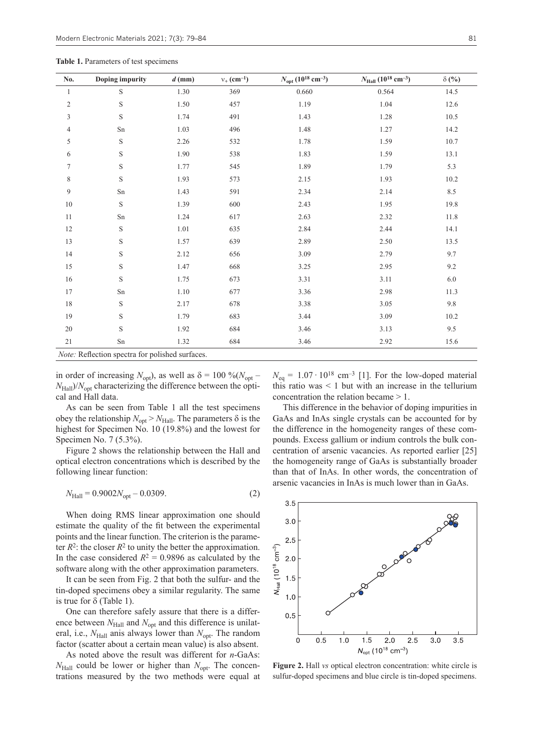**Table 1.** Parameters of test specimens

| No. | Doping impurity | $d$ (mm) | $\nu_+$ (cm$^{-1}$) | $N_{opt}$ ($10^{18}$ cm$^{-3}$) | $N_{Hall}$ ($10^{18}$ cm$^{-3}$) | δ (%) |
|---|---|---|---|---|---|---|
| 1 | S | 1.30 | 369 | 0.660 | 0.564 | 14.5 |
| 2 | S | 1.50 | 457 | 1.19 | 1.04 | 12.6 |
| 3 | S | 1.74 | 491 | 1.43 | 1.28 | 10.5 |
| 4 | Sn | 1.03 | 496 | 1.48 | 1.27 | 14.2 |
| 5 | S | 2.26 | 532 | 1.78 | 1.59 | 10.7 |
| 6 | S | 1.90 | 538 | 1.83 | 1.59 | 13.1 |
| 7 | S | 1.77 | 545 | 1.89 | 1.79 | 5.3 |
| 8 | S | 1.93 | 573 | 2.15 | 1.93 | 10.2 |
| 9 | Sn | 1.43 | 591 | 2.34 | 2.14 | 8.5 |
| 10 | S | 1.39 | 600 | 2.43 | 1.95 | 19.8 |
| 11 | Sn | 1.24 | 617 | 2.63 | 2.32 | 11.8 |
| 12 | S | 1.01 | 635 | 2.84 | 2.44 | 14.1 |
| 13 | S | 1.57 | 639 | 2.89 | 2.50 | 13.5 |
| 14 | S | 2.12 | 656 | 3.09 | 2.79 | 9.7 |
| 15 | S | 1.47 | 668 | 3.25 | 2.95 | 9.2 |
| 16 | S | 1.75 | 673 | 3.31 | 3.11 | 6.0 |
| 17 | Sn | 1.10 | 677 | 3.36 | 2.98 | 11.3 |
| 18 | S | 2.17 | 678 | 3.38 | 3.05 | 9.8 |
| 19 | S | 1.79 | 683 | 3.44 | 3.09 | 10.2 |
| 20 | S | 1.92 | 684 | 3.46 | 3.13 | 9.5 |
| 21 | Sn | 1.32 | 684 | 3.46 | 2.92 | 15.6 |

*Note:* Reflection spectra for polished surfaces.

in order of increasing $N_{opt}$), as well as $\delta = 100\ \%(N_{opt} - N_{Hall})/N_{opt}$ characterizing the difference between the optical and Hall data.

As can be seen from Table 1 all the test specimens obey the relationship $N_{opt} > N_{Hall}$. The parameters δ is the highest for Specimen No. 10 (19.8%) and the lowest for Specimen No. 7 (5.3%).

Figure 2 shows the relationship between the Hall and optical electron concentrations which is described by the following linear function:

$$N_{Hall} = 0.9002N_{opt} - 0.0309. \quad (2)$$

When doing RMS linear approximation one should estimate the quality of the fit between the experimental points and the linear function. The criterion is the parameter $R^2$: the closer $R^2$ to unity the better the approximation. In the case considered $R^2 = 0.9896$ as calculated by the software along with the other approximation parameters.

It can be seen from Fig. 2 that both the sulfur- and the tin-doped specimens obey a similar regularity. The same is true for δ (Table 1).

One can therefore safely assure that there is a difference between $N_{Hall}$ and $N_{opt}$ and this difference is unilateral, i.e., $N_{Hall}$ anis always lower than $N_{opt}$. The random factor (scatter about a certain mean value) is also absent.

As noted above the result was different for *n*-GaAs: $N_{Hall}$ could be lower or higher than $N_{opt}$. The concentrations measured by the two methods were equal at $N_{eq} = 1.07 \cdot 10^{18}$ cm$^{-3}$ [1]. For the low-doped material this ratio was < 1 but with an increase in the tellurium concentration the relation became > 1.

This difference in the behavior of doping impurities in GaAs and InAs single crystals can be accounted for by the difference in the homogeneity ranges of these compounds. Excess gallium or indium controls the bulk concentration of arsenic vacancies. As reported earlier [25] the homogeneity range of GaAs is substantially broader than that of InAs. In other words, the concentration of arsenic vacancies in InAs is much lower than in GaAs.

**Figure 2.** Hall *vs* optical electron concentration: white circle is sulfur-doped specimens and blue circle is tin-doped specimens.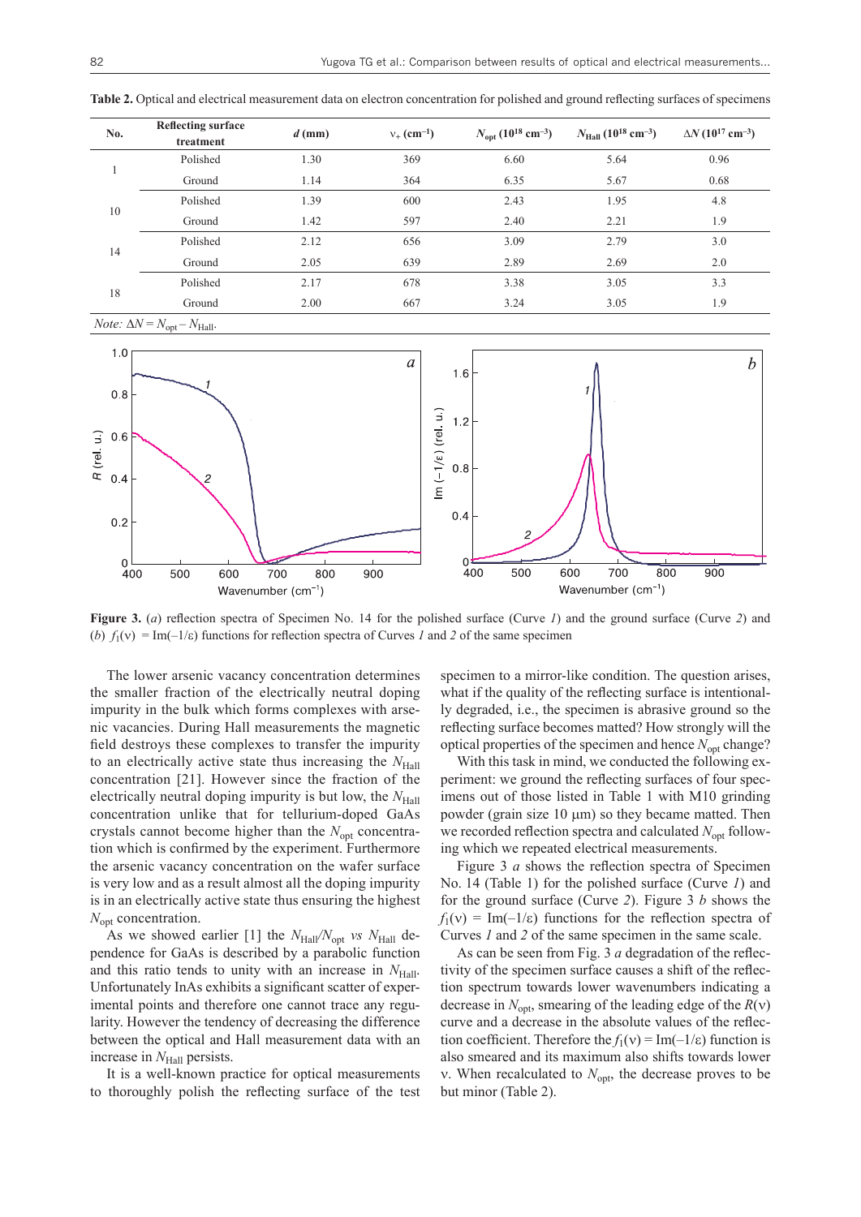**Table 2.** Optical and electrical measurement data on electron concentration for polished and ground reflecting surfaces of specimens

| No. | Reflecting surface treatment | $d$ (mm) | $\nu_+$ (cm$^{-1}$) | $N_{opt}$ ($10^{18}$ cm$^{-3}$) | $N_{Hall}$ ($10^{18}$ cm$^{-3}$) | $\Delta N$ ($10^{17}$ cm$^{-3}$) |
|---|---|---|---|---|---|---|
| 1 | Polished | 1.30 | 369 | 6.60 | 5.64 | 0.96 |
| | Ground | 1.14 | 364 | 6.35 | 5.67 | 0.68 |
| 10 | Polished | 1.39 | 600 | 2.43 | 1.95 | 4.8 |
| | Ground | 1.42 | 597 | 2.40 | 2.21 | 1.9 |
| 14 | Polished | 2.12 | 656 | 3.09 | 2.79 | 3.0 |
| | Ground | 2.05 | 639 | 2.89 | 2.69 | 2.0 |
| 18 | Polished | 2.17 | 678 | 3.38 | 3.05 | 3.3 |
| | Ground | 2.00 | 667 | 3.24 | 3.05 | 1.9 |

*Note:* $\Delta N = N_{opt} - N_{Hall}$.

**Figure 3.** (*a*) reflection spectra of Specimen No. 14 for the polished surface (Curve *1*) and the ground surface (Curve *2*) and (*b*) $f_1(\nu) = \mathrm{Im}(-1/\varepsilon)$ functions for reflection spectra of Curves *1* and *2* of the same specimen

The lower arsenic vacancy concentration determines the smaller fraction of the electrically neutral doping impurity in the bulk which forms complexes with arsenic vacancies. During Hall measurements the magnetic field destroys these complexes to transfer the impurity to an electrically active state thus increasing the $N_{Hall}$ concentration [21]. However since the fraction of the electrically neutral doping impurity is but low, the $N_{Hall}$ concentration unlike that for tellurium-doped GaAs crystals cannot become higher than the $N_{opt}$ concentration which is confirmed by the experiment. Furthermore the arsenic vacancy concentration on the wafer surface is very low and as a result almost all the doping impurity is in an electrically active state thus ensuring the highest $N_{opt}$ concentration.

As we showed earlier [1] the $N_{Hall}/N_{opt}$ *vs* $N_{Hall}$ dependence for GaAs is described by a parabolic function and this ratio tends to unity with an increase in $N_{Hall}$. Unfortunately InAs exhibits a significant scatter of experimental points and therefore one cannot trace any regularity. However the tendency of decreasing the difference between the optical and Hall measurement data with an increase in $N_{Hall}$ persists.

It is a well-known practice for optical measurements to thoroughly polish the reflecting surface of the test specimen to a mirror-like condition. The question arises, what if the quality of the reflecting surface is intentionally degraded, i.e., the specimen is abrasive ground so the reflecting surface becomes matted? How strongly will the optical properties of the specimen and hence $N_{opt}$ change?

With this task in mind, we conducted the following experiment: we ground the reflecting surfaces of four specimens out of those listed in Table 1 with M10 grinding powder (grain size 10 μm) so they became matted. Then we recorded reflection spectra and calculated $N_{opt}$ following which we repeated electrical measurements.

Figure 3 *a* shows the reflection spectra of Specimen No. 14 (Table 1) for the polished surface (Curve *1*) and for the ground surface (Curve *2*). Figure 3 *b* shows the $f_1(\nu) = \mathrm{Im}(-1/\varepsilon)$ functions for the reflection spectra of Curves *1* and *2* of the same specimen in the same scale.

As can be seen from Fig. 3 *a* degradation of the reflectivity of the specimen surface causes a shift of the reflection spectrum towards lower wavenumbers indicating a decrease in $N_{opt}$, smearing of the leading edge of the $R(\nu)$ curve and a decrease in the absolute values of the reflection coefficient. Therefore the $f_1(\nu) = \mathrm{Im}(-1/\varepsilon)$ function is also smeared and its maximum also shifts towards lower $\nu$. When recalculated to $N_{opt}$, the decrease proves to be but minor (Table 2).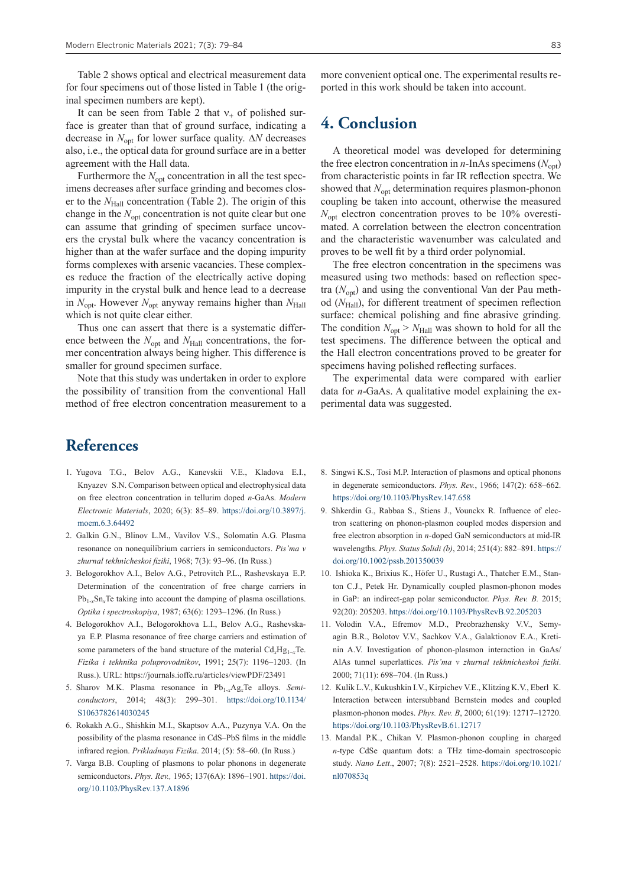Table 2 shows optical and electrical measurement data for four specimens out of those listed in Table 1 (the original specimen numbers are kept).

It can be seen from Table 2 that $\nu_+$ of polished surface is greater than that of ground surface, indicating a decrease in $N_{opt}$ for lower surface quality. $\Delta N$ decreases also, i.e., the optical data for ground surface are in a better agreement with the Hall data.

Furthermore the $N_{opt}$ concentration in all the test specimens decreases after surface grinding and becomes closer to the $N_{Hall}$ concentration (Table 2). The origin of this change in the $N_{opt}$ concentration is not quite clear but one can assume that grinding of specimen surface uncovers the crystal bulk where the vacancy concentration is higher than at the wafer surface and the doping impurity forms complexes with arsenic vacancies. These complexes reduce the fraction of the electrically active doping impurity in the crystal bulk and hence lead to a decrease in $N_{opt}$. However $N_{opt}$ anyway remains higher than $N_{Hall}$ which is not quite clear either.

Thus one can assert that there is a systematic difference between the $N_{opt}$ and $N_{Hall}$ concentrations, the former concentration always being higher. This difference is smaller for ground specimen surface.

Note that this study was undertaken in order to explore the possibility of transition from the conventional Hall method of free electron concentration measurement to a more convenient optical one. The experimental results reported in this work should be taken into account.

# 4. Conclusion

A theoretical model was developed for determining the free electron concentration in *n*-InAs specimens ($N_{opt}$) from characteristic points in far IR reflection spectra. We showed that $N_{opt}$ determination requires plasmon-phonon coupling be taken into account, otherwise the measured $N_{opt}$ electron concentration proves to be 10% overestimated. A correlation between the electron concentration and the characteristic wavenumber was calculated and proves to be well fit by a third order polynomial.

The free electron concentration in the specimens was measured using two methods: based on reflection spectra ($N_{opt}$) and using the conventional Van der Pau method ($N_{Hall}$), for different treatment of specimen reflection surface: chemical polishing and fine abrasive grinding. The condition $N_{opt} > N_{Hall}$ was shown to hold for all the test specimens. The difference between the optical and the Hall electron concentrations proved to be greater for specimens having polished reflecting surfaces.

The experimental data were compared with earlier data for *n*-GaAs. A qualitative model explaining the experimental data was suggested.

# References

1. Yugova T.G., Belov A.G., Kanevskii V.E., Kladova E.I., Knyazev S.N. Comparison between optical and electrophysical data on free electron concentration in tellurium doped *n*-GaAs. *Modern Electronic Materials*, 2020; 6(3): 85–89. https://doi.org/10.3897/j.moem.6.3.64492
2. Galkin G.N., Blinov L.M., Vavilov V.S., Solomatin A.G. Plasma resonance on nonequilibrium carriers in semiconductors. *Pis'ma v zhurnal tekhnicheskoi fiziki*, 1968; 7(3): 93–96. (In Russ.)
3. Belogorokhov A.I., Belov A.G., Petrovitch P.L., Rashevskaya E.P. Determination of the concentration of free charge carriers in $Pb_{1-x}Sn_xTe$ taking into account the damping of plasma oscillations. *Optika i spectroskopiya*, 1987; 63(6): 1293–1296. (In Russ.)
4. Belogorokhov A.I., Belogorokhova L.I., Belov A.G., Rashevskaya E.P. Plasma resonance of free charge carriers and estimation of some parameters of the band structure of the material $Cd_xHg_{1-x}Te$. *Fizika i tekhnika poluprovodnikov*, 1991; 25(7): 1196–1203. (In Russ.). URL: https://journals.ioffe.ru/articles/viewPDF/23491
5. Sharov M.K. Plasma resonance in $Pb_{1-x}Ag_xTe$ alloys. *Semiconductors*, 2014; 48(3): 299–301. https://doi.org/10.1134/S1063782614030245
6. Rokakh A.G., Shishkin M.I., Skaptsov A.A., Puzynya V.A. On the possibility of the plasma resonance in CdS–PbS films in the middle infrared region. *Prikladnaya Fizika*. 2014; (5): 58–60. (In Russ.)
7. Varga B.B. Coupling of plasmons to polar phonons in degenerate semiconductors. *Phys. Rev.,* 1965; 137(6A): 1896–1901. https://doi.org/10.1103/PhysRev.137.A1896
8. Singwi K.S., Tosi M.P. Interaction of plasmons and optical phonons in degenerate semiconductors. *Phys. Rev.*, 1966; 147(2): 658–662. https://doi.org/10.1103/PhysRev.147.658
9. Shkerdin G., Rabbaa S., Stiens J., Vounckx R. Influence of electron scattering on phonon-plasmon coupled modes dispersion and free electron absorption in *n*-doped GaN semiconductors at mid-IR wavelengths. *Phys. Status Solidi (b)*, 2014; 251(4): 882–891. https://doi.org/10.1002/pssb.201350039
10. Ishioka K., Brixius K., Höfer U., Rustagi A., Thatcher E.M., Stanton C.J., Petek Hr. Dynamically coupled plasmon-phonon modes in GaP: an indirect-gap polar semiconductor. *Phys. Rev. B.* 2015; 92(20): 205203. https://doi.org/10.1103/PhysRevB.92.205203
11. Volodin V.A., Efremov M.D., Preobrazhensky V.V., Semyagin B.R., Bolotov V.V., Sachkov V.A., Galaktionov E.A., Kretinin A.V. Investigation of phonon-plasmon interaction in GaAs/AlAs tunnel superlattices. *Pis'ma v zhurnal tekhnicheskoi fiziki*. 2000; 71(11): 698–704. (In Russ.)
12. Kulik L.V., Kukushkin I.V., Kirpichev V.E., Klitzing K.V., Eberl K. Interaction between intersubband Bernstein modes and coupled plasmon-phonon modes. *Phys. Rev. B*, 2000; 61(19): 12717–12720. https://doi.org/10.1103/PhysRevB.61.12717
13. Mandal P.K., Chikan V. Plasmon-phonon coupling in charged *n*-type CdSe quantum dots: a THz time-domain spectroscopic study. *Nano Lett*., 2007; 7(8): 2521–2528. https://doi.org/10.1021/nl070853q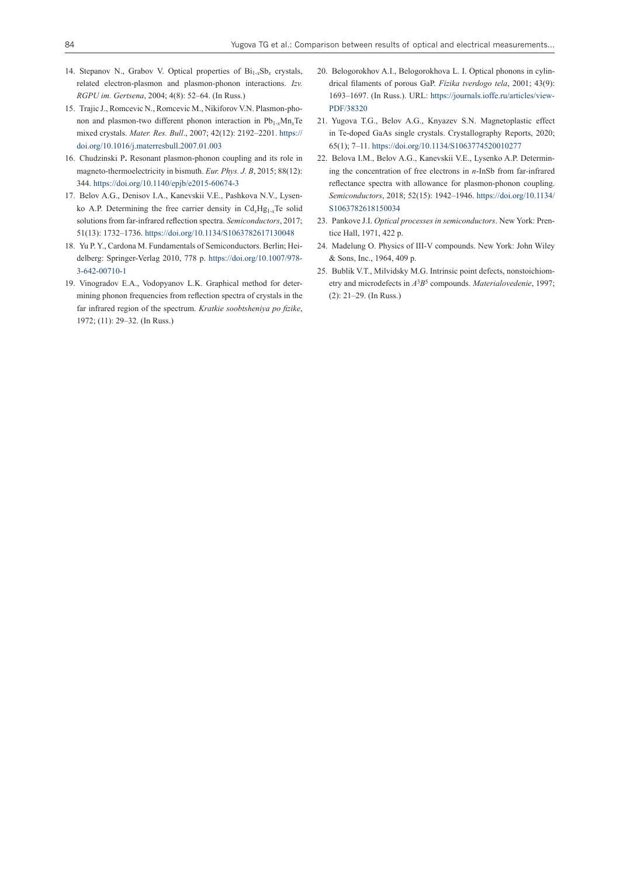14. Stepanov N., Grabov V. Optical properties of $Bi_{1-x}Sb_x$ crystals, related electron-plasmon and plasmon-phonon interactions. *Izv. RGPU im. Gertsena*, 2004; 4(8): 52–64. (In Russ.)
15. Trajic J., Romcevic N., Romcevic M., Nikiforov V.N. Plasmon-phonon and plasmon-two different phonon interaction in $Pb_{1-x}Mn_xTe$ mixed crystals. *Mater. Res. Bull*., 2007; 42(12): 2192–2201. https://doi.org/10.1016/j.materresbull.2007.01.003
16. Chudzinski P**.** Resonant plasmon-phonon coupling and its role in magneto-thermoelectricity in bismuth. *Eur. Phys. J. B*, 2015; 88(12): 344. https://doi.org/10.1140/epjb/e2015-60674-3
17. Belov A.G., Denisov I.A., Kanevskii V.E., Pashkova N.V., Lysenko A.P. Determining the free carrier density in $Cd_xHg_{1-x}Te$ solid solutions from far-infrared reflection spectra. *Semiconductors*, 2017; 51(13): 1732–1736. https://doi.org/10.1134/S1063782617130048
18. Yu P. Y., Cardona M. Fundamentals of Semiconductors. Berlin; Heidelberg: Springer-Verlag 2010, 778 p. https://doi.org/10.1007/978-3-642-00710-1
19. Vinogradov E.A., Vodopyanov L.K. Graphical method for determining phonon frequencies from reflection spectra of crystals in the far infrared region of the spectrum. *Kratkie soobtsheniya po fizike*, 1972; (11): 29–32. (In Russ.)
20. Belogorokhov A.I., Belogorokhova L. I. Optical phonons in cylindrical filaments of porous GaP. *Fizika tverdogo tela*, 2001; 43(9): 1693–1697. (In Russ.). URL: https://journals.ioffe.ru/articles/viewPDF/38320
21. Yugova T.G., Belov A.G., Knyazev S.N. Magnetoplastic effect in Te-doped GaAs single crystals. Crystallography Reports, 2020; 65(1); 7–11. https://doi.org/10.1134/S1063774520010277
22. Belova I.M., Belov A.G., Kanevskii V.E., Lysenko A.P. Determining the concentration of free electrons in *n*-InSb from far-infrared reflectance spectra with allowance for plasmon-phonon coupling. *Semiconductors*, 2018; 52(15): 1942–1946. https://doi.org/10.1134/S1063782618150034
23. Pankove J.I. *Optical processes in semiconductors*. New York: Prentice Hall, 1971, 422 p.
24. Madelung O. Physics of III-V compounds. New York: John Wiley & Sons, Inc., 1964, 409 p.
25. Bublik V.T., Milvidsky M.G. Intrinsic point defects, nonstoichiometry and microdefects in $A^3B^5$ compounds. *Materialovedenie*, 1997; (2): 21–29. (In Russ.)